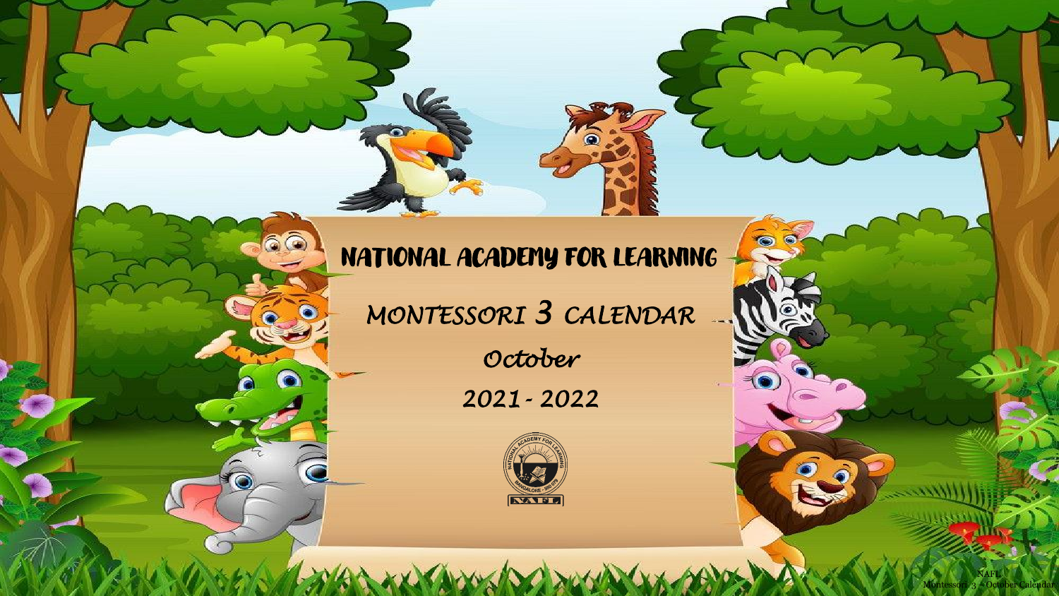# NATIONAL ACADEMY FOR LEARNING

## MONTESSORI 3 CALENDAR

## October

## 2021 - 2022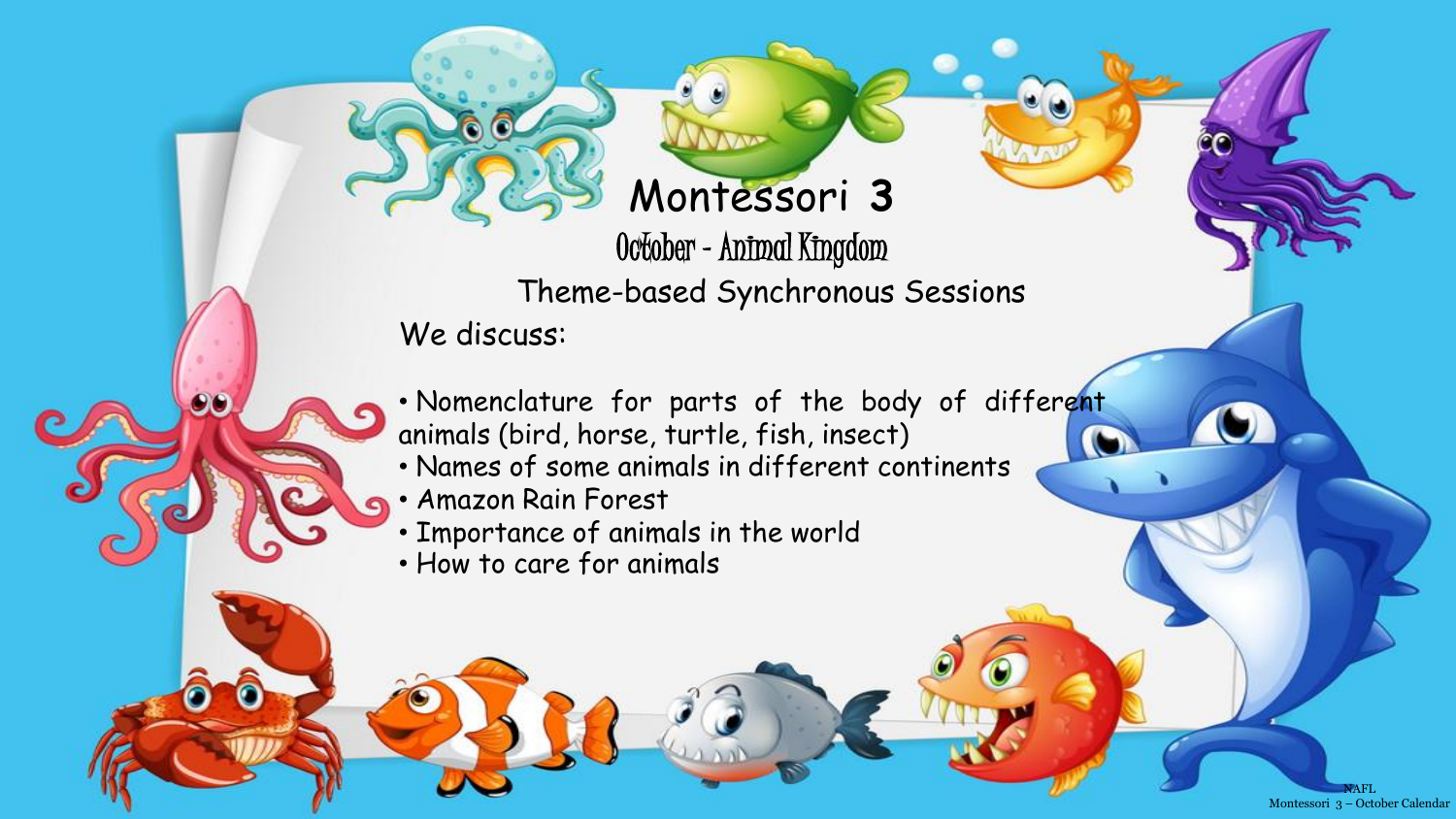# Montessori 3

## October - Animal Kingdom

### Theme-based Synchronous Sessions

We discuss:

- Nomenclature for parts of the body of different animals (bird, horse, turtle, fish, insect)
- Names of some animals in different continents
- Amazon Rain Forest
- Importance of animals in the world
- How to care for animals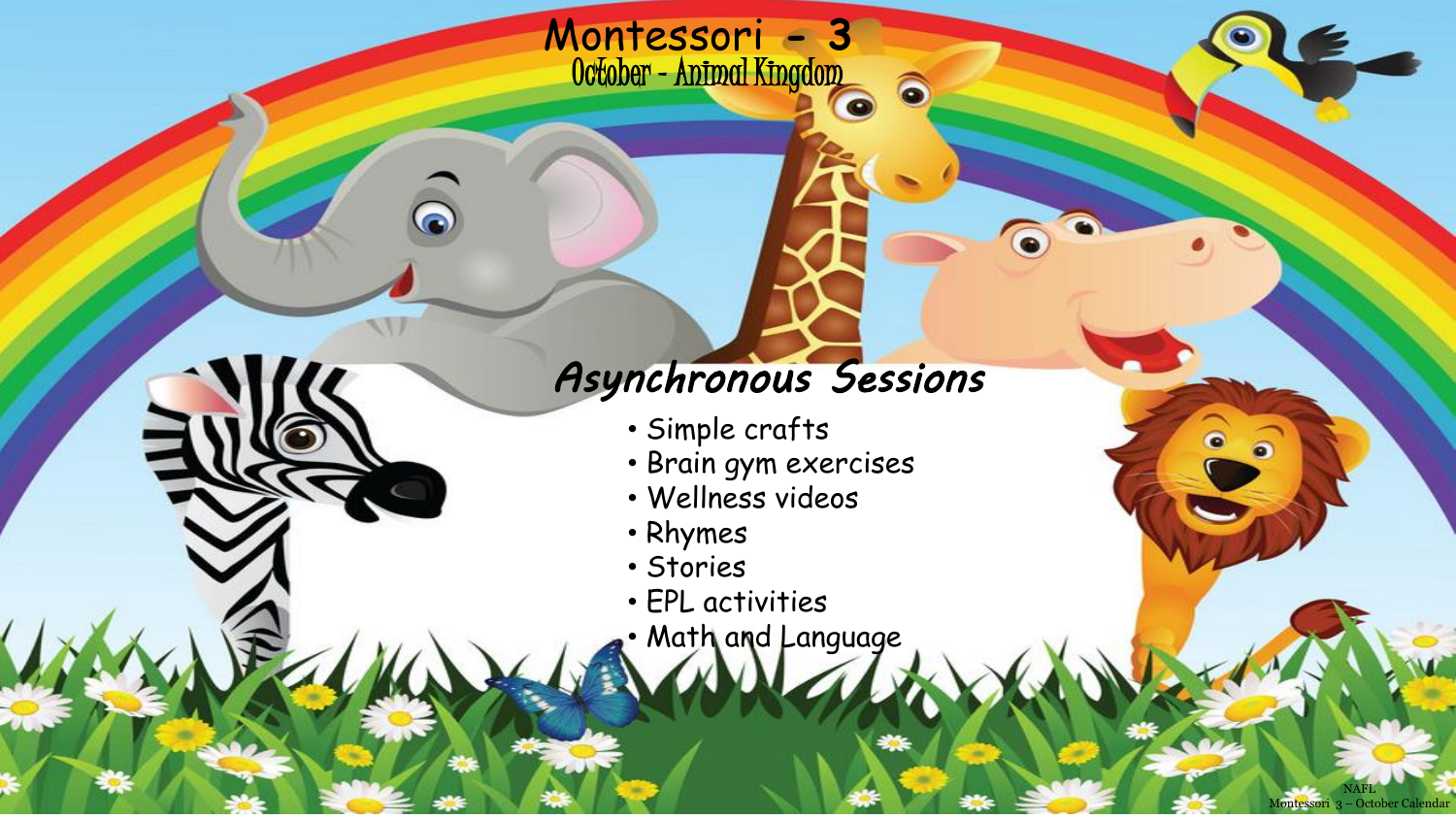# Montessori - 3

## October - Animal Kingdom

### *Asynchronous Sessions*

- Simple crafts
- Brain gym exercises
- Wellness videos
- Rhymes
- Stories
- EPL activities
- Math and Language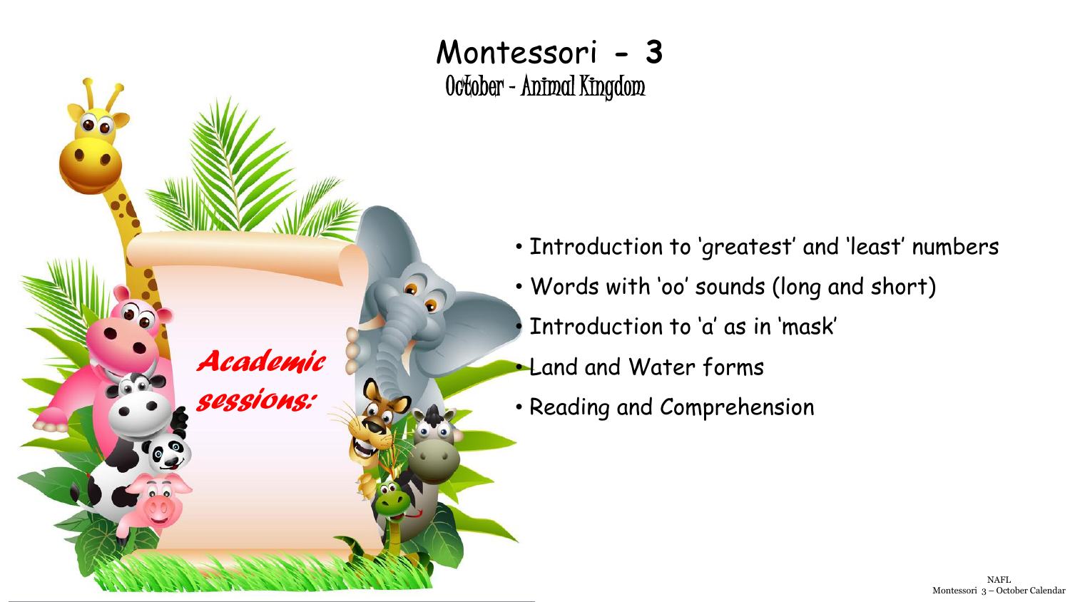# Montessori - 3

## October - Animal Kingdom

***Academic sessions:***

- Introduction to 'greatest' and 'least' numbers
- Words with 'oo' sounds (long and short)
- Introduction to 'a' as in 'mask'
- Land and Water forms
- Reading and Comprehension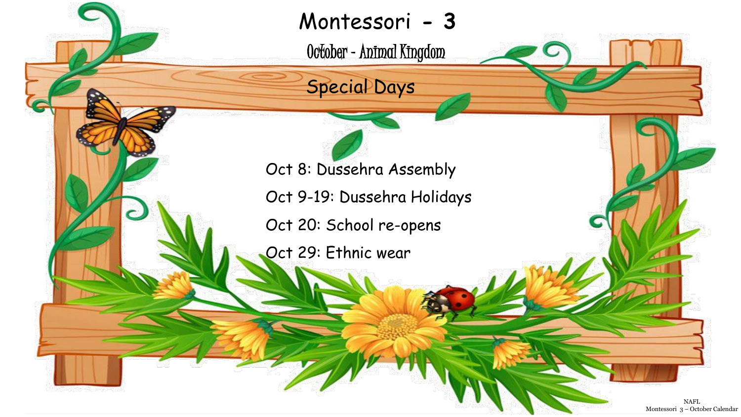# Montessori - 3

## October - Animal Kingdom

### Special Days

Oct 8: Dussehra Assembly

Oct 9-19: Dussehra Holidays

Oct 20: School re-opens

Oct 29: Ethnic wear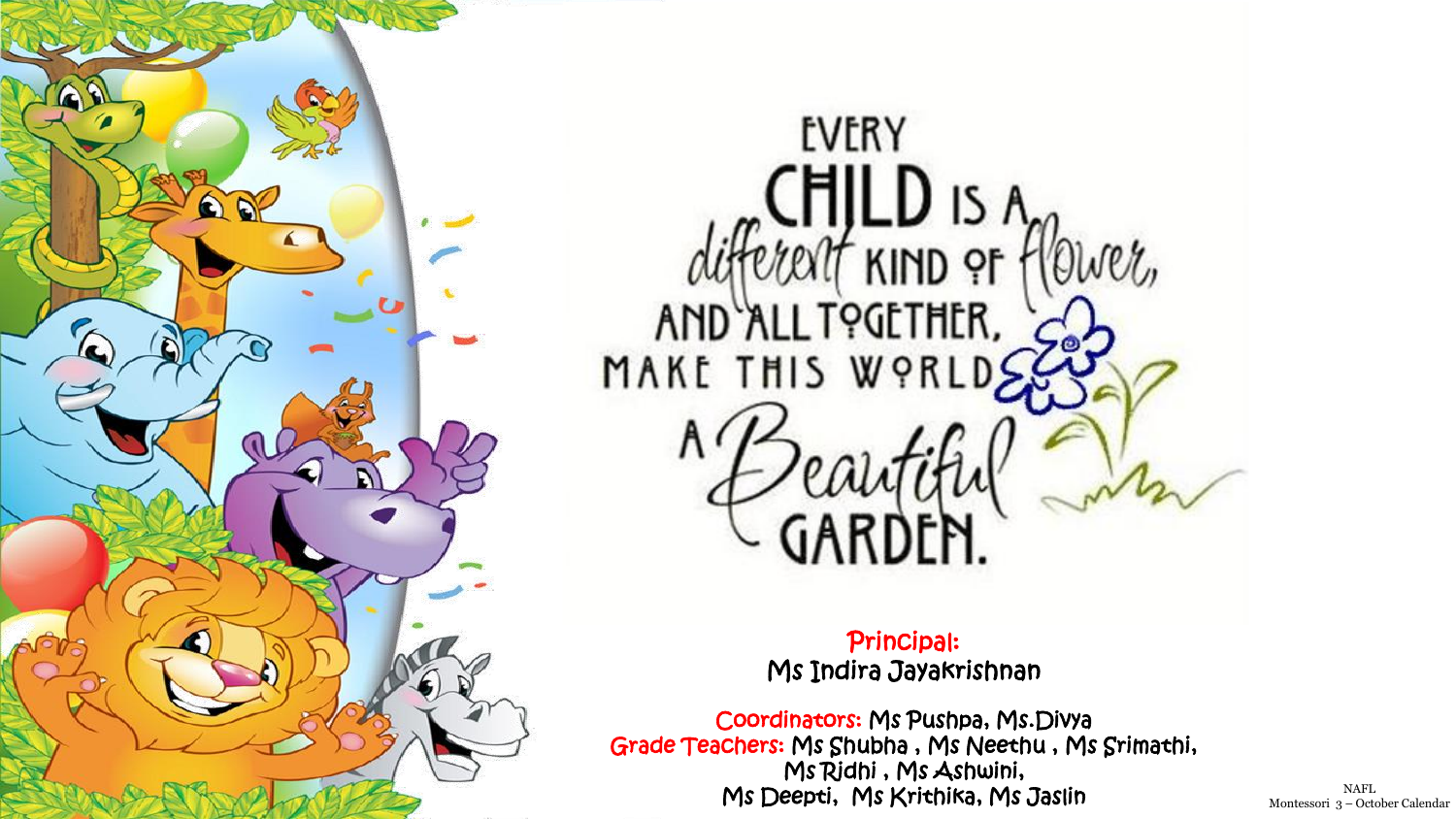EVERY CHILD IS A *different* KIND OF *flower*, AND ALL TOGETHER, MAKE THIS WORLD A *Beautiful* GARDEN.

**Principal:**
Ms Indira Jayakrishnan

**Coordinators:** Ms Pushpa, Ms.Divya
**Grade Teachers:** Ms Shubha , Ms Neethu , Ms Srimathi, Ms Ridhi , Ms Ashwini, Ms Deepti, Ms Krithika, Ms Jaslin